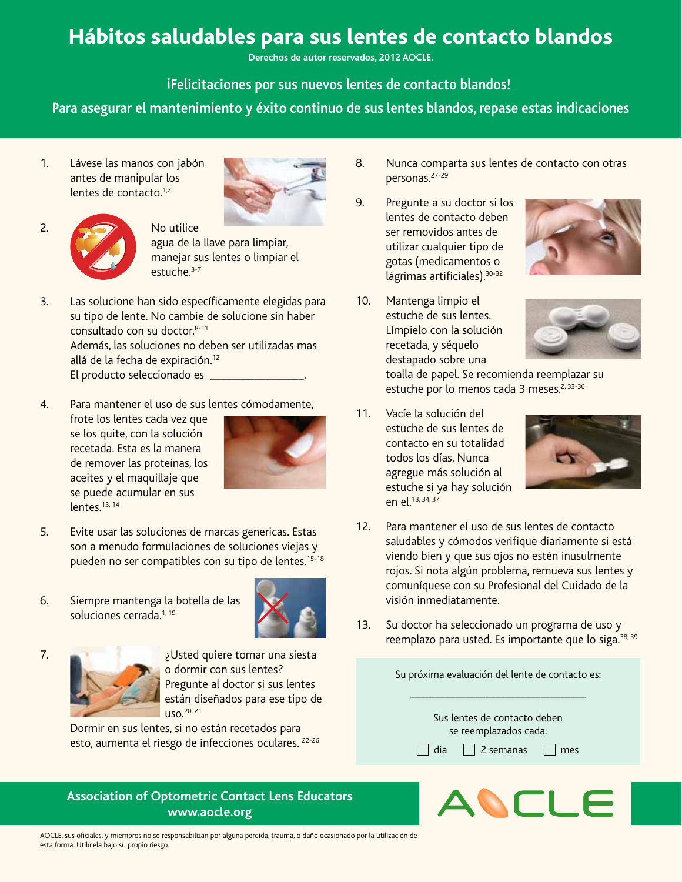# Hábitos saludables para sus lentes de contacto blandos

Derechos de autor reservados, 2012 AOCLE.

**¡Felicitaciones por sus nuevos lentes de contacto blandos!**

**Para asegurar el mantenimiento y éxito continuo de sus lentes blandos, repase estas indicaciones**

1. Lávese las manos con jabón antes de manipular los lentes de contacto.[1,2]

2. No utilice agua de la llave para limpiar, manejar sus lentes o limpiar el estuche.[3-7]

3. Las solucione han sido específicamente elegidas para su tipo de lente. No cambie de solucione sin haber consultado con su doctor.[8-11]
   Además, las soluciones no deben ser utilizadas mas allá de la fecha de expiración.[12]
   El producto seleccionado es ________________.

4. Para mantener el uso de sus lentes cómodamente, frote los lentes cada vez que se los quite, con la solución recetada. Esta es la manera de remover las proteínas, los aceites y el maquillaje que se puede acumular en sus lentes.[13, 14]

5. Evite usar las soluciones de marcas genericas. Estas son a menudo formulaciones de soluciones viejas y pueden no ser compatibles con su tipo de lentes.[15-18]

6. Siempre mantenga la botella de las soluciones cerrada.[1, 19]

7. ¿Usted quiere tomar una siesta o dormir con sus lentes? Pregunte al doctor si sus lentes están diseñados para ese tipo de uso.[20, 21]
   Dormir en sus lentes, si no están recetados para esto, aumenta el riesgo de infecciones oculares.[22-26]

8. Nunca comparta sus lentes de contacto con otras personas.[27-29]

9. Pregunte a su doctor si los lentes de contacto deben ser removidos antes de utilizar cualquier tipo de gotas (medicamentos o lágrimas artificiales).[30-32]

10. Mantenga limpio el estuche de sus lentes. Límpielo con la solución recetada, y séquelo destapado sobre una toalla de papel. Se recomienda reemplazar su estuche por lo menos cada 3 meses.[2, 33-36]

11. Vacíe la solución del estuche de sus lentes de contacto en su totalidad todos los días. Nunca agregue más solución al estuche si ya hay solución en el.[13, 34, 37]

12. Para mantener el uso de sus lentes de contacto saludables y cómodos verifique diariamente si está viendo bien y que sus ojos no estén inusulmente rojos. Si nota algún problema, remueva sus lentes y comuníquese con su Profesional del Cuidado de la visión inmediatamente.

13. Su doctor ha seleccionado un programa de uso y reemplazo para usted. Es importante que lo siga.[38, 39]

Su próxima evaluación del lente de contacto es:

______________________________

Sus lentes de contacto deben se reemplazados cada:

☐ dia ☐ 2 semanas ☐ mes

**Association of Optometric Contact Lens Educators**
**www.aocle.org**

AOCLE

AOCLE, sus oficiales, y miembros no se responsabilizan por alguna perdida, trauma, o daño ocasionado por la utilización de esta forma. Utilícela bajo su propio riesgo.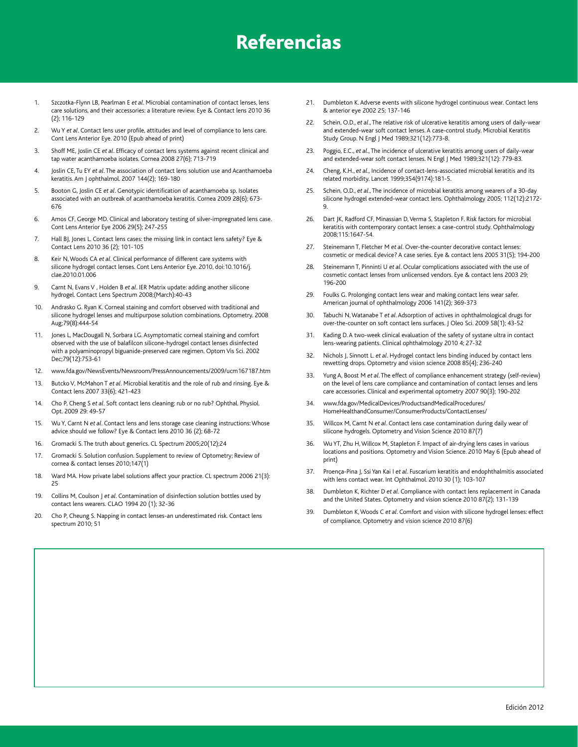# Referencias

1. Szczotka-Flynn LB, Pearlman E *et al*. Microbial contamination of contact lenses, lens care solutions, and their accessories: a literature review. Eye & Contact lens 2010 36 (2); 116-129
2. Wu Y *et al*. Contact lens user profile, attitudes and level of compliance to lens care. Cont Lens Anterior Eye. 2010 (Epub ahead of print)
3. Shoff ME, Joslin CE *et al*. Efficacy of contact lens systems against recent clinical and tap water acanthamoeba isolates. Cornea 2008 27(6); 713-719
4. Joslin CE, Tu EY *et al*. The association of contact lens solution use and Acanthamoeba keratitis. Am J ophthalmol. 2007 144(2); 169-180
5. Booton G, Joslin CE *et al*. Genotypic identification of acanthamoeba sp. Isolates associated with an outbreak of acanthamoeba keratitis. Cornea 2009 28(6); 673-676
6. Amos CF, George MD. Clinical and laboratory testing of silver-impregnated lens case. Cont Lens Anterior Eye 2006 29(5); 247-255
7. Hall BJ, Jones L. Contact lens cases: the missing link in contact lens safety? Eye & Contact Lens 2010 36 (2); 101-105
8. Keir N, Woods CA *et al*. Clinical performance of different care systems with silicone hydrogel contact lenses. Cont Lens Anterior Eye. 2010, doi:10.1016/j.clae.2010.01.006
9. Carnt N, Evans V , Holden B *et al*. IER Matrix update: adding another silicone hydrogel. Contact Lens Spectrum 2008;(March):40-43
10. Andrasko G. Ryan K. Corneal staining and comfort observed with traditional and silicone hydrogel lenses and multipurpose solution combinations. Optometry. 2008 Aug;79(8):444-54
11. Jones L, MacDougall N, Sorbara LG. Asymptomatic corneal staining and comfort observed with the use of balafilcon silicone-hydrogel contact lenses disinfected with a polyaminopropyl biguanide-preserved care regimen. Optom Vis Sci. 2002 Dec;79(12):753-61
12. www.fda.gov/NewsEvents/Newsroom/PressAnnouncements/2009/ucm167187.htm
13. Butcko V, McMahon T *et al*. Microbial keratitis and the role of rub and rinsing. Eye & Contact lens 2007 33(6); 421-423
14. Cho P, Cheng S *et al*. Soft contact lens cleaning: rub or no rub? Ophthal. Physiol. Opt. 2009 29: 49-57
15. Wu Y, Carnt N *et al*. Contact lens and lens storage case cleaning instructions: Whose advice should we follow? Eye & Contact lens 2010 36 (2); 68-72
16. Gromacki S. The truth about generics. CL Spectrum 2005;20(12);24
17. Gromacki S. Solution confusion. Supplement to review of Optometry; Review of cornea & contact lenses 2010;147(1)
18. Ward MA. How private label solutions affect your practice. CL spectrum 2006 21(3): 25
19. Collins M, Coulson J *et al*. Contamination of disinfection solution bottles used by contact lens wearers. CLAO 1994 20 (1); 32-36
20. Cho P, Cheung S. Napping in contact lenses-an underestimated risk. Contact lens spectrum 2010; 51
21. Dumbleton K. Adverse events with silicone hydrogel continuous wear. Contact lens & anterior eye 2002 25; 137-146
22. Schein, O.D., *et al*., The relative risk of ulcerative keratitis among users of daily-wear and extended-wear soft contact lenses. A case-control study. Microbial Keratitis Study Group. N Engl J Med 1989;321(12):773-8.
23. Poggio, E.C., *et al*., The incidence of ulcerative keratitis among users of daily-wear and extended-wear soft contact lenses. N Engl J Med 1989;321(12): 779-83.
24. Cheng, K.H., *et al*., Incidence of contact-lens-associated microbial keratitis and its related morbidity. Lancet 1999;354(9174):181-5.
25. Schein, O.D., *et al*., The incidence of microbial keratitis among wearers of a 30-day silicone hydrogel extended-wear contact lens. Ophthalmology 2005; 112(12):2172-9.
26. Dart JK, Radford CF, Minassian D, Verma S, Stapleton F. Risk factors for microbial keratitis with contemporary contact lenses: a case-control study. Ophthalmology 2008;115:1647-54.
27. Steinemann T, Fletcher M *et al*. Over-the-counter decorative contact lenses: cosmetic or medical device? A case series. Eye & contact lens 2005 31(5); 194-200
28. Steinemann T, Pinninti U *et al*. Ocular complications associated with the use of cosmetic contact lenses from unlicensed vendors. Eye & contact lens 2003 29; 196-200
29. Foulks G. Prolonging contact lens wear and making contact lens wear safer. American journal of ophthalmology 2006 141(2); 369-373
30. Tabuchi N, Watanabe T *et al*. Adsorption of actives in ophthalmological drugs for over-the-counter on soft contact lens surfaces. J Oleo Sci. 2009 58(1); 43-52
31. Kading D. A two-week clinical evaluation of the safety of systane ultra in contact lens-wearing patients. Clinical ophthalmology 2010 4; 27-32
32. Nichols J, Sinnott L. *et al*. Hydrogel contact lens binding induced by contact lens rewetting drops. Optometry and vision science 2008 85(4); 236-240
33. Yung A, Boost M *et al*. The effect of compliance enhancement strategy (self-review) on the level of lens care compliance and contamination of contact lenses and lens care accessories. Clinical and experimental optometry 2007 90(3); 190-202
34. www.fda.gov/MedicalDevices/ProductsandMedicalProcedures/HomeHealthandConsumer/ConsumerProducts/ContactLenses/
35. Willcox M, Carnt N *et al*. Contact lens case contamination during daily wear of silicone hydrogels. Optometry and Vision Science 2010 87(7)
36. Wu YT, Zhu H, Willcox M, Stapleton F. Impact of air-drying lens cases in various locations and positions. Optometry and Vision Science. 2010 May 6 (Epub ahead of print)
37. Proença-Pina J, Ssi Yan Kai I *et al*. Fuscarium keratitis and endophthalmitis associated with lens contact wear. Int Ophthalmol. 2010 30 (1); 103-107
38. Dumbleton K, Richter D *et al*. Compliance with contact lens replacement in Canada and the United States. Optometry and vision science 2010 87(2); 131-139
39. Dumbleton K, Woods C *et al*. Comfort and vision with silicone hydrogel lenses: effect of compliance. Optometry and vision science 2010 87(6)

Edición 2012